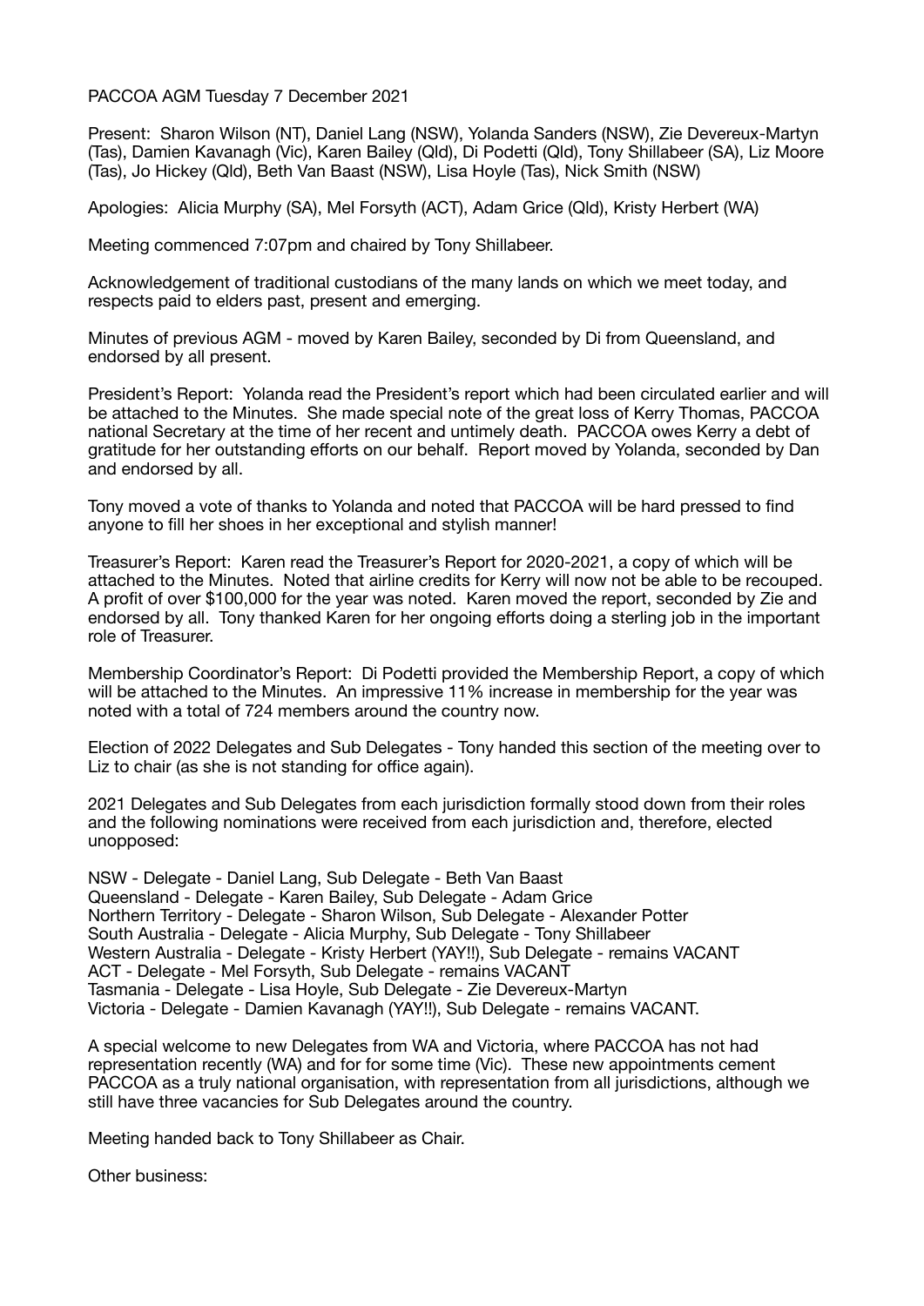PACCOA AGM Tuesday 7 December 2021

Present: Sharon Wilson (NT), Daniel Lang (NSW), Yolanda Sanders (NSW), Zie Devereux-Martyn (Tas), Damien Kavanagh (Vic), Karen Bailey (Qld), Di Podetti (Qld), Tony Shillabeer (SA), Liz Moore (Tas), Jo Hickey (Qld), Beth Van Baast (NSW), Lisa Hoyle (Tas), Nick Smith (NSW)

Apologies: Alicia Murphy (SA), Mel Forsyth (ACT), Adam Grice (Qld), Kristy Herbert (WA)

Meeting commenced 7:07pm and chaired by Tony Shillabeer.

Acknowledgement of traditional custodians of the many lands on which we meet today, and respects paid to elders past, present and emerging.

Minutes of previous AGM - moved by Karen Bailey, seconded by Di from Queensland, and endorsed by all present.

President's Report: Yolanda read the President's report which had been circulated earlier and will be attached to the Minutes. She made special note of the great loss of Kerry Thomas, PACCOA national Secretary at the time of her recent and untimely death. PACCOA owes Kerry a debt of gratitude for her outstanding efforts on our behalf. Report moved by Yolanda, seconded by Dan and endorsed by all.

Tony moved a vote of thanks to Yolanda and noted that PACCOA will be hard pressed to find anyone to fill her shoes in her exceptional and stylish manner!

Treasurer's Report: Karen read the Treasurer's Report for 2020-2021, a copy of which will be attached to the Minutes. Noted that airline credits for Kerry will now not be able to be recouped. A profit of over $100,000 for the year was noted. Karen moved the report, seconded by Zie and endorsed by all. Tony thanked Karen for her ongoing efforts doing a sterling job in the important role of Treasurer.

Membership Coordinator's Report: Di Podetti provided the Membership Report, a copy of which will be attached to the Minutes. An impressive 11% increase in membership for the year was noted with a total of 724 members around the country now.

Election of 2022 Delegates and Sub Delegates - Tony handed this section of the meeting over to Liz to chair (as she is not standing for office again).

2021 Delegates and Sub Delegates from each jurisdiction formally stood down from their roles and the following nominations were received from each jurisdiction and, therefore, elected unopposed:

NSW - Delegate - Daniel Lang, Sub Delegate - Beth Van Baast
Queensland - Delegate - Karen Bailey, Sub Delegate - Adam Grice
Northern Territory - Delegate - Sharon Wilson, Sub Delegate - Alexander Potter
South Australia - Delegate - Alicia Murphy, Sub Delegate - Tony Shillabeer
Western Australia - Delegate - Kristy Herbert (YAY!!), Sub Delegate - remains VACANT
ACT - Delegate - Mel Forsyth, Sub Delegate - remains VACANT
Tasmania - Delegate - Lisa Hoyle, Sub Delegate - Zie Devereux-Martyn
Victoria - Delegate - Damien Kavanagh (YAY!!), Sub Delegate - remains VACANT.

A special welcome to new Delegates from WA and Victoria, where PACCOA has not had representation recently (WA) and for for some time (Vic). These new appointments cement PACCOA as a truly national organisation, with representation from all jurisdictions, although we still have three vacancies for Sub Delegates around the country.

Meeting handed back to Tony Shillabeer as Chair.

Other business: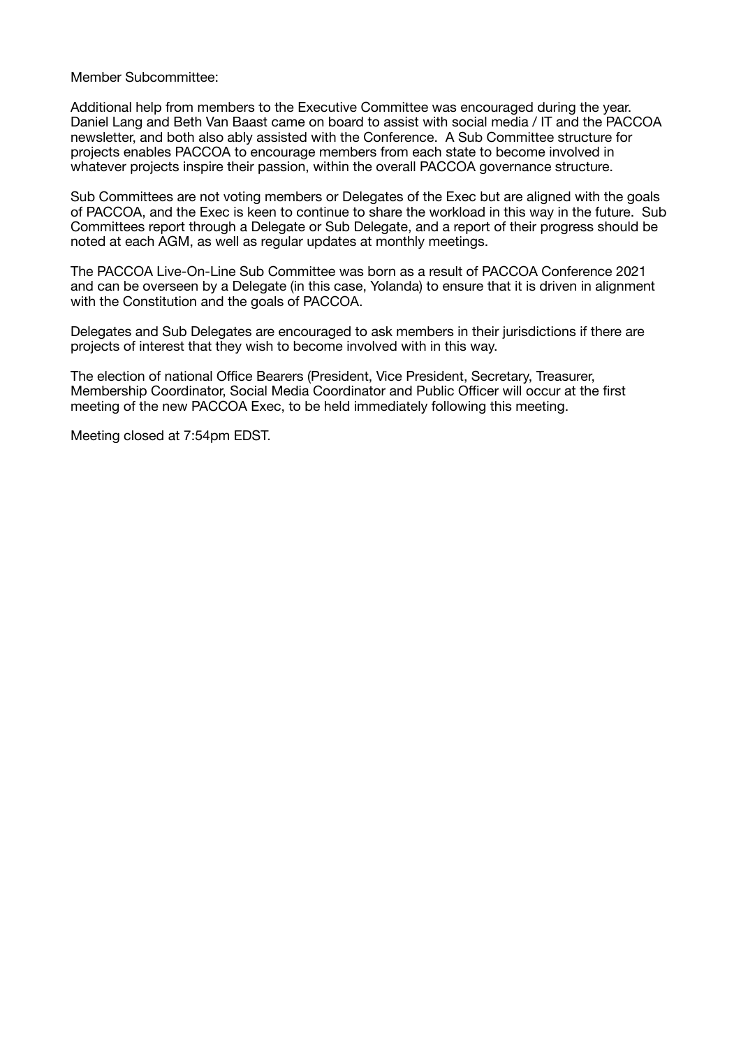Member Subcommittee:

Additional help from members to the Executive Committee was encouraged during the year. Daniel Lang and Beth Van Baast came on board to assist with social media / IT and the PACCOA newsletter, and both also ably assisted with the Conference. A Sub Committee structure for projects enables PACCOA to encourage members from each state to become involved in whatever projects inspire their passion, within the overall PACCOA governance structure.

Sub Committees are not voting members or Delegates of the Exec but are aligned with the goals of PACCOA, and the Exec is keen to continue to share the workload in this way in the future. Sub Committees report through a Delegate or Sub Delegate, and a report of their progress should be noted at each AGM, as well as regular updates at monthly meetings.

The PACCOA Live-On-Line Sub Committee was born as a result of PACCOA Conference 2021 and can be overseen by a Delegate (in this case, Yolanda) to ensure that it is driven in alignment with the Constitution and the goals of PACCOA.

Delegates and Sub Delegates are encouraged to ask members in their jurisdictions if there are projects of interest that they wish to become involved with in this way.

The election of national Office Bearers (President, Vice President, Secretary, Treasurer, Membership Coordinator, Social Media Coordinator and Public Officer will occur at the first meeting of the new PACCOA Exec, to be held immediately following this meeting.

Meeting closed at 7:54pm EDST.